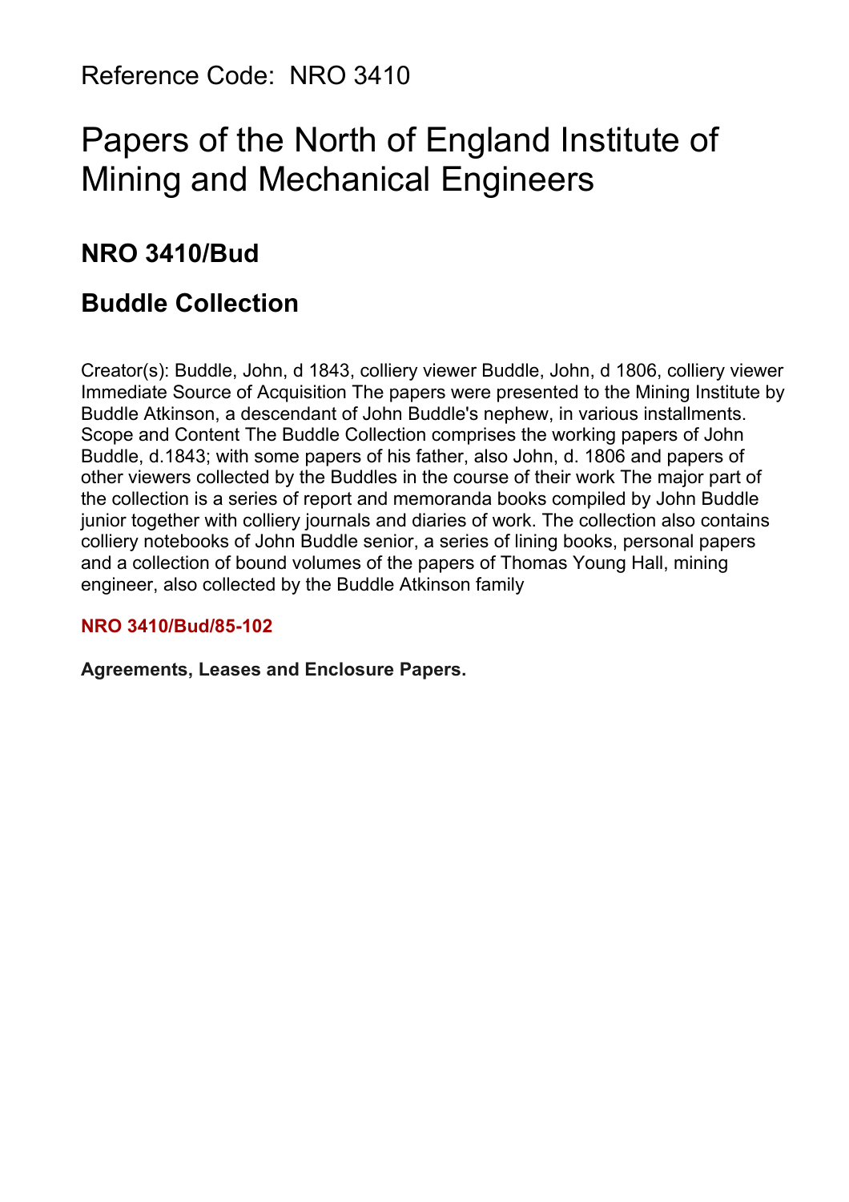Reference Code: NRO 3410

# Papers of the North of England Institute of Mining and Mechanical Engineers

## NRO 3410/Bud

## Buddle Collection

Creator(s): Buddle, John, d 1843, colliery viewer Buddle, John, d 1806, colliery viewer Immediate Source of Acquisition The papers were presented to the Mining Institute by Buddle Atkinson, a descendant of John Buddle's nephew, in various installments. Scope and Content The Buddle Collection comprises the working papers of John Buddle, d.1843; with some papers of his father, also John, d. 1806 and papers of other viewers collected by the Buddles in the course of their work The major part of the collection is a series of report and memoranda books compiled by John Buddle junior together with colliery journals and diaries of work. The collection also contains colliery notebooks of John Buddle senior, a series of lining books, personal papers and a collection of bound volumes of the papers of Thomas Young Hall, mining engineer, also collected by the Buddle Atkinson family

**NRO 3410/Bud/85-102**

**Agreements, Leases and Enclosure Papers.**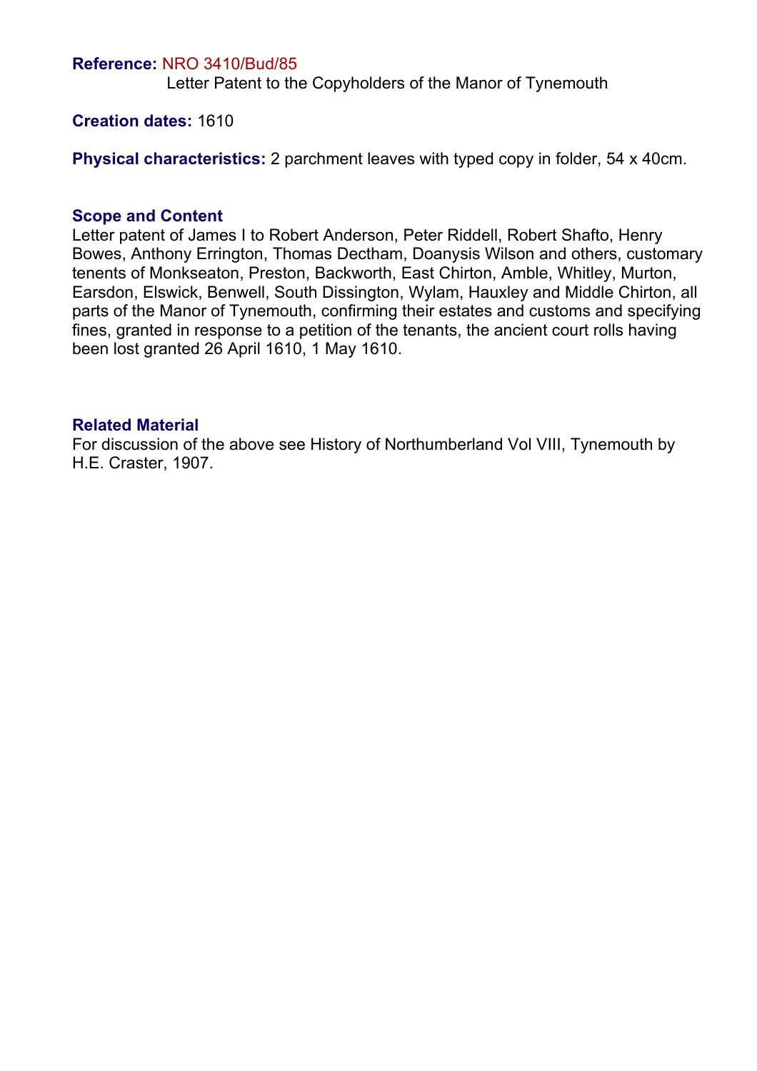**Reference:** NRO 3410/Bud/85

Letter Patent to the Copyholders of the Manor of Tynemouth

**Creation dates:** 1610

**Physical characteristics:** 2 parchment leaves with typed copy in folder, 54 x 40cm.

### Scope and Content

Letter patent of James I to Robert Anderson, Peter Riddell, Robert Shafto, Henry Bowes, Anthony Errington, Thomas Dectham, Doanysis Wilson and others, customary tenents of Monkseaton, Preston, Backworth, East Chirton, Amble, Whitley, Murton, Earsdon, Elswick, Benwell, South Dissington, Wylam, Hauxley and Middle Chirton, all parts of the Manor of Tynemouth, confirming their estates and customs and specifying fines, granted in response to a petition of the tenants, the ancient court rolls having been lost granted 26 April 1610, 1 May 1610.

### Related Material

For discussion of the above see History of Northumberland Vol VIII, Tynemouth by H.E. Craster, 1907.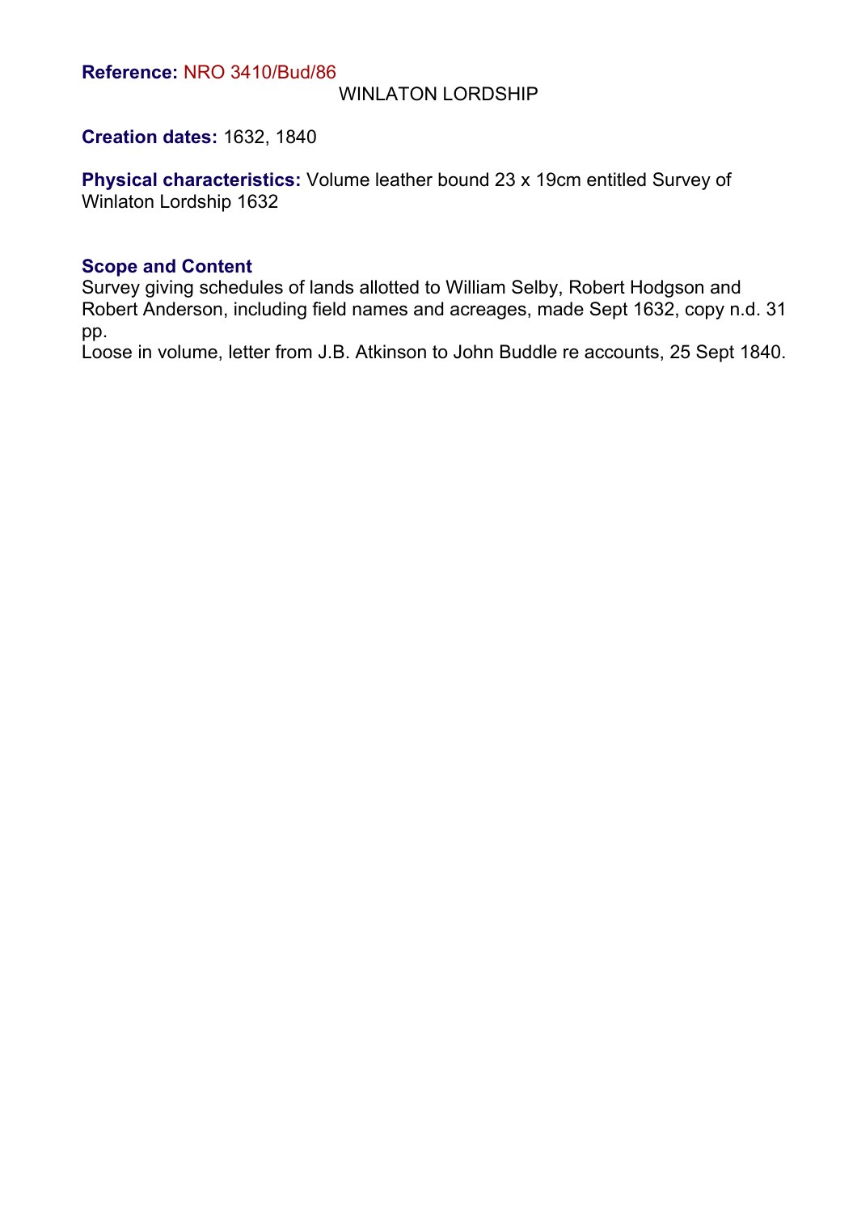**Reference:** NRO 3410/Bud/86

WINLATON LORDSHIP

**Creation dates:** 1632, 1840

**Physical characteristics:** Volume leather bound 23 x 19cm entitled Survey of Winlaton Lordship 1632

**Scope and Content**

Survey giving schedules of lands allotted to William Selby, Robert Hodgson and Robert Anderson, including field names and acreages, made Sept 1632, copy n.d. 31 pp.

Loose in volume, letter from J.B. Atkinson to John Buddle re accounts, 25 Sept 1840.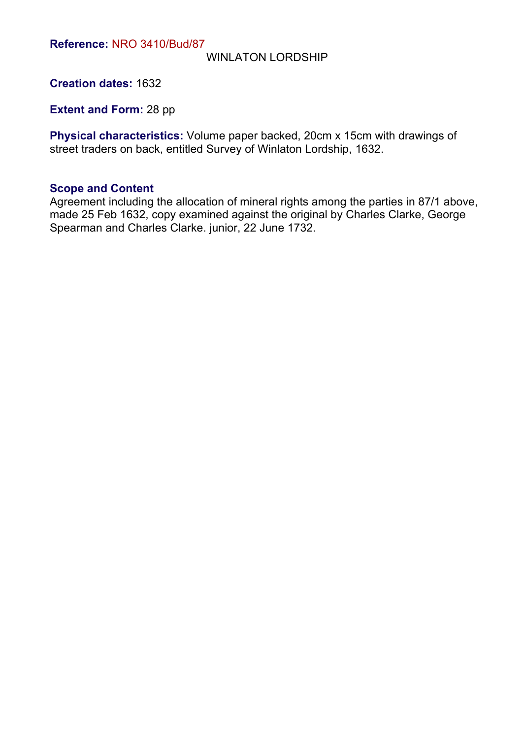**Reference:** NRO 3410/Bud/87

WINLATON LORDSHIP

**Creation dates:** 1632

**Extent and Form:** 28 pp

**Physical characteristics:** Volume paper backed, 20cm x 15cm with drawings of street traders on back, entitled Survey of Winlaton Lordship, 1632.

**Scope and Content**

Agreement including the allocation of mineral rights among the parties in 87/1 above, made 25 Feb 1632, copy examined against the original by Charles Clarke, George Spearman and Charles Clarke. junior, 22 June 1732.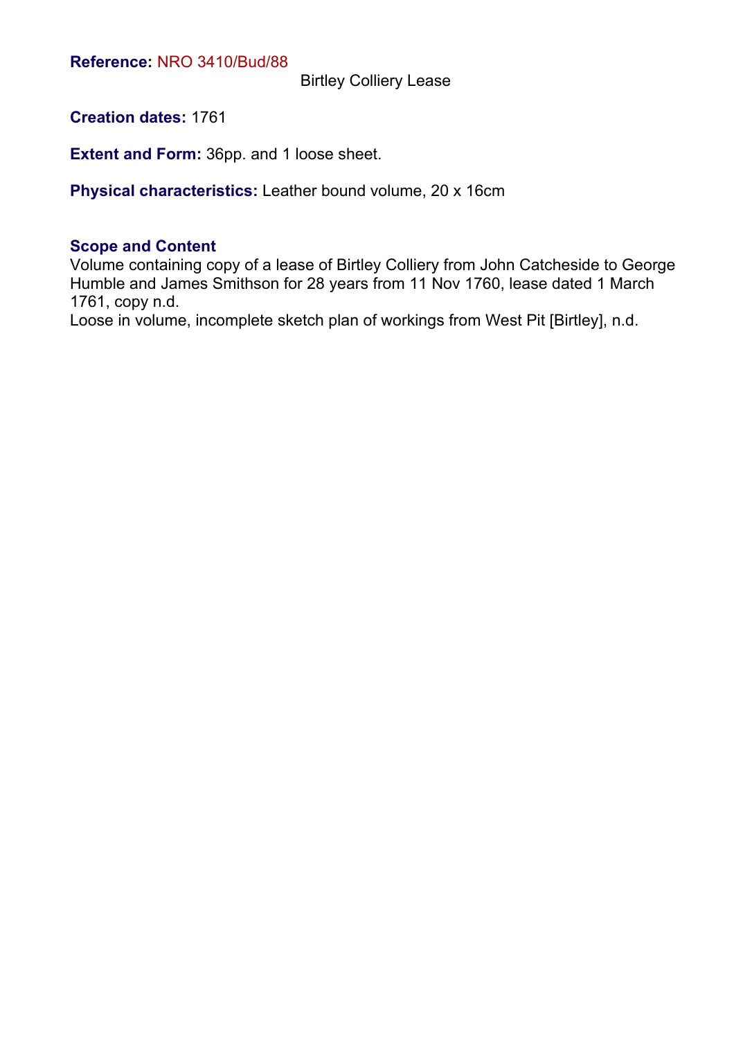**Reference:** NRO 3410/Bud/88

Birtley Colliery Lease

**Creation dates:** 1761

**Extent and Form:** 36pp. and 1 loose sheet.

**Physical characteristics:** Leather bound volume, 20 x 16cm

### Scope and Content

Volume containing copy of a lease of Birtley Colliery from John Catcheside to George Humble and James Smithson for 28 years from 11 Nov 1760, lease dated 1 March 1761, copy n.d.
Loose in volume, incomplete sketch plan of workings from West Pit [Birtley], n.d.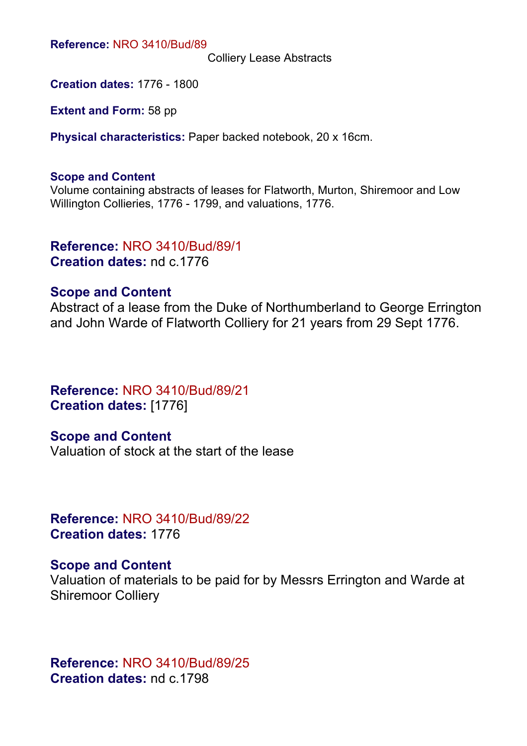**Reference:** NRO 3410/Bud/89

Colliery Lease Abstracts

**Creation dates:** 1776 - 1800

**Extent and Form:** 58 pp

**Physical characteristics:** Paper backed notebook, 20 x 16cm.

**Scope and Content**

Volume containing abstracts of leases for Flatworth, Murton, Shiremoor and Low Willington Collieries, 1776 - 1799, and valuations, 1776.

## Reference: NRO 3410/Bud/89/1

**Creation dates:** nd c.1776

### Scope and Content

Abstract of a lease from the Duke of Northumberland to George Errington and John Warde of Flatworth Colliery for 21 years from 29 Sept 1776.

## Reference: NRO 3410/Bud/89/21

**Creation dates:** [1776]

### Scope and Content

Valuation of stock at the start of the lease

## Reference: NRO 3410/Bud/89/22

**Creation dates:** 1776

### Scope and Content

Valuation of materials to be paid for by Messrs Errington and Warde at Shiremoor Colliery

## Reference: NRO 3410/Bud/89/25

**Creation dates:** nd c.1798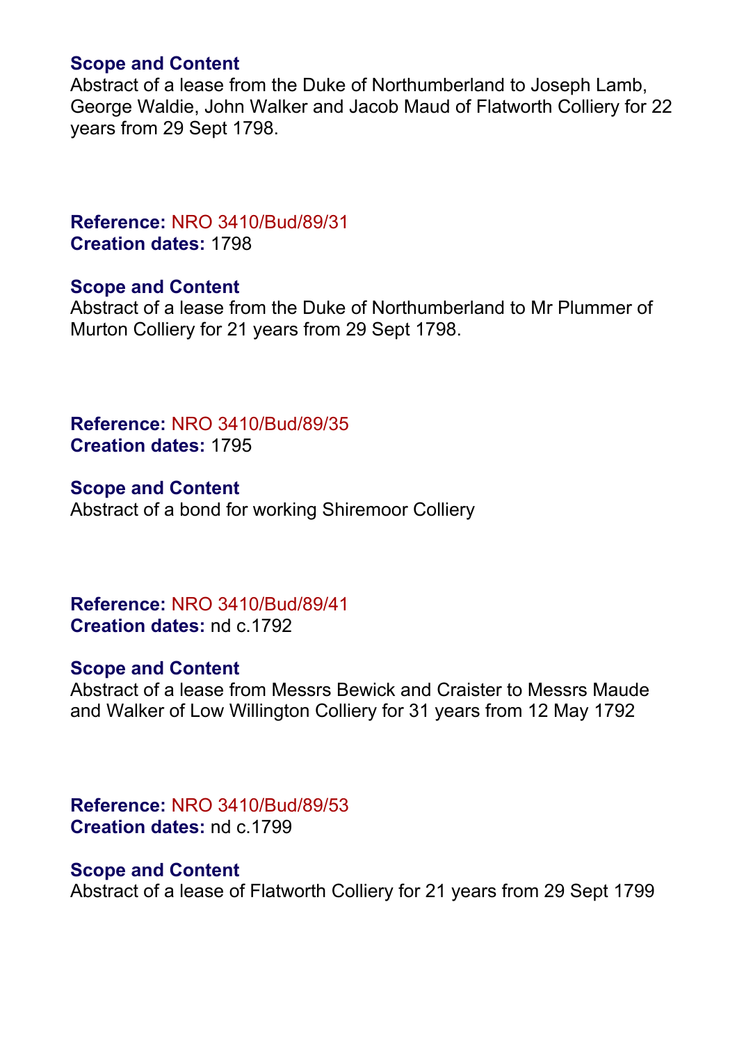**Scope and Content**
Abstract of a lease from the Duke of Northumberland to Joseph Lamb, George Waldie, John Walker and Jacob Maud of Flatworth Colliery for 22 years from 29 Sept 1798.

**Reference:** NRO 3410/Bud/89/31
**Creation dates:** 1798

**Scope and Content**
Abstract of a lease from the Duke of Northumberland to Mr Plummer of Murton Colliery for 21 years from 29 Sept 1798.

**Reference:** NRO 3410/Bud/89/35
**Creation dates:** 1795

**Scope and Content**
Abstract of a bond for working Shiremoor Colliery

**Reference:** NRO 3410/Bud/89/41
**Creation dates:** nd c.1792

**Scope and Content**
Abstract of a lease from Messrs Bewick and Craister to Messrs Maude and Walker of Low Willington Colliery for 31 years from 12 May 1792

**Reference:** NRO 3410/Bud/89/53
**Creation dates:** nd c.1799

**Scope and Content**
Abstract of a lease of Flatworth Colliery for 21 years from 29 Sept 1799